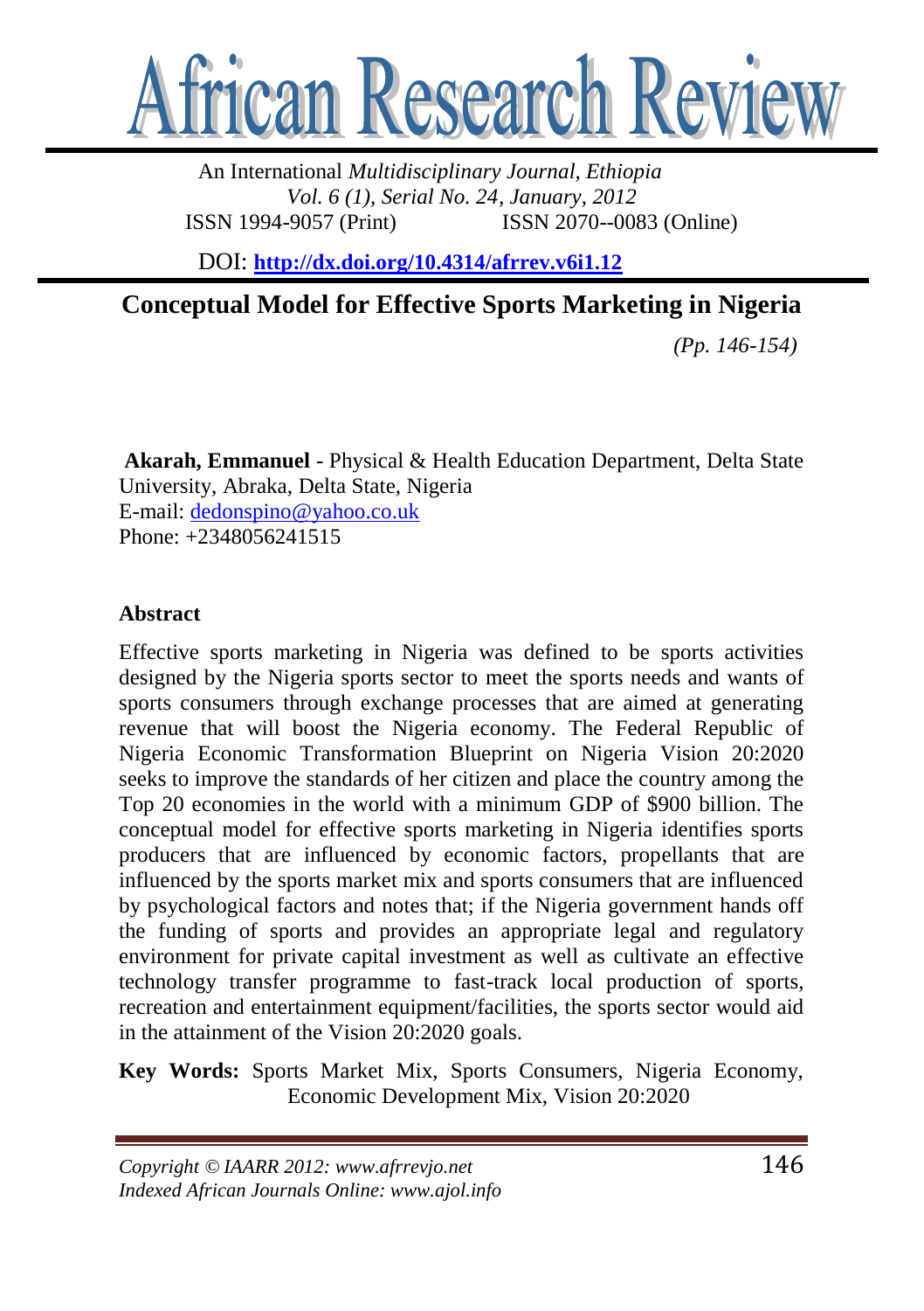# African Research Review

An International *Multidisciplinary Journal, Ethiopia*
*Vol. 6 (1), Serial No. 24, January, 2012*
ISSN 1994-9057 (Print) ISSN 2070--0083 (Online)

DOI: **http://dx.doi.org/10.4314/afrrev.v6i1.12**

## Conceptual Model for Effective Sports Marketing in Nigeria

*(Pp. 146-154)*

**Akarah, Emmanuel** - Physical & Health Education Department, Delta State University, Abraka, Delta State, Nigeria
E-mail: dedonspino@yahoo.co.uk
Phone: +2348056241515

### Abstract

Effective sports marketing in Nigeria was defined to be sports activities designed by the Nigeria sports sector to meet the sports needs and wants of sports consumers through exchange processes that are aimed at generating revenue that will boost the Nigeria economy. The Federal Republic of Nigeria Economic Transformation Blueprint on Nigeria Vision 20:2020 seeks to improve the standards of her citizen and place the country among the Top 20 economies in the world with a minimum GDP of $900 billion. The conceptual model for effective sports marketing in Nigeria identifies sports producers that are influenced by economic factors, propellants that are influenced by the sports market mix and sports consumers that are influenced by psychological factors and notes that; if the Nigeria government hands off the funding of sports and provides an appropriate legal and regulatory environment for private capital investment as well as cultivate an effective technology transfer programme to fast-track local production of sports, recreation and entertainment equipment/facilities, the sports sector would aid in the attainment of the Vision 20:2020 goals.

**Key Words:** Sports Market Mix, Sports Consumers, Nigeria Economy, Economic Development Mix, Vision 20:2020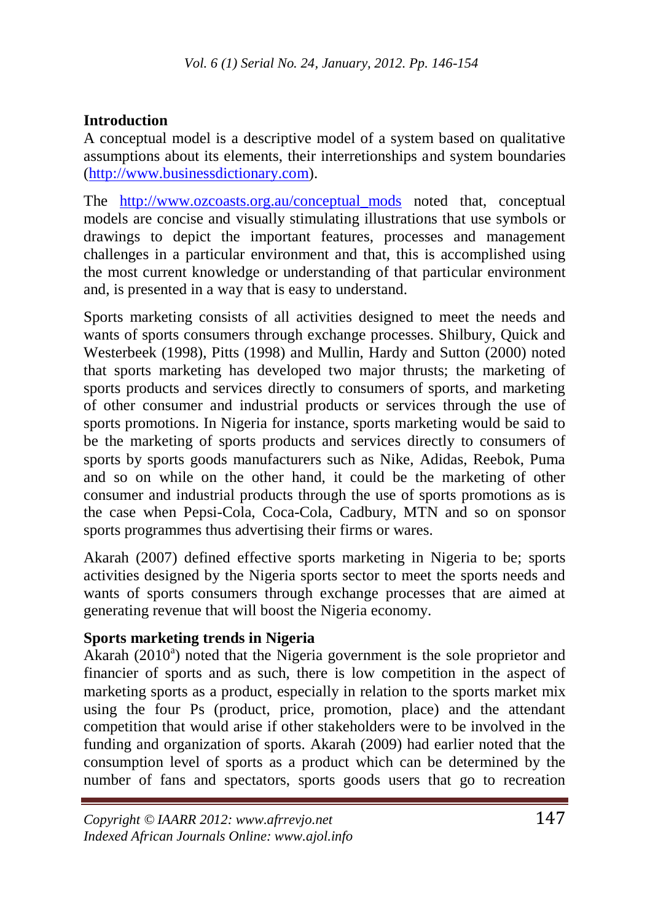**Introduction**

A conceptual model is a descriptive model of a system based on qualitative assumptions about its elements, their interretionships and system boundaries (http://www.businessdictionary.com).

The http://www.ozcoasts.org.au/conceptual_mods noted that, conceptual models are concise and visually stimulating illustrations that use symbols or drawings to depict the important features, processes and management challenges in a particular environment and that, this is accomplished using the most current knowledge or understanding of that particular environment and, is presented in a way that is easy to understand.

Sports marketing consists of all activities designed to meet the needs and wants of sports consumers through exchange processes. Shilbury, Quick and Westerbeek (1998), Pitts (1998) and Mullin, Hardy and Sutton (2000) noted that sports marketing has developed two major thrusts; the marketing of sports products and services directly to consumers of sports, and marketing of other consumer and industrial products or services through the use of sports promotions. In Nigeria for instance, sports marketing would be said to be the marketing of sports products and services directly to consumers of sports by sports goods manufacturers such as Nike, Adidas, Reebok, Puma and so on while on the other hand, it could be the marketing of other consumer and industrial products through the use of sports promotions as is the case when Pepsi-Cola, Coca-Cola, Cadbury, MTN and so on sponsor sports programmes thus advertising their firms or wares.

Akarah (2007) defined effective sports marketing in Nigeria to be; sports activities designed by the Nigeria sports sector to meet the sports needs and wants of sports consumers through exchange processes that are aimed at generating revenue that will boost the Nigeria economy.

**Sports marketing trends in Nigeria**

Akarah (2010[a]) noted that the Nigeria government is the sole proprietor and financier of sports and as such, there is low competition in the aspect of marketing sports as a product, especially in relation to the sports market mix using the four Ps (product, price, promotion, place) and the attendant competition that would arise if other stakeholders were to be involved in the funding and organization of sports. Akarah (2009) had earlier noted that the consumption level of sports as a product which can be determined by the number of fans and spectators, sports goods users that go to recreation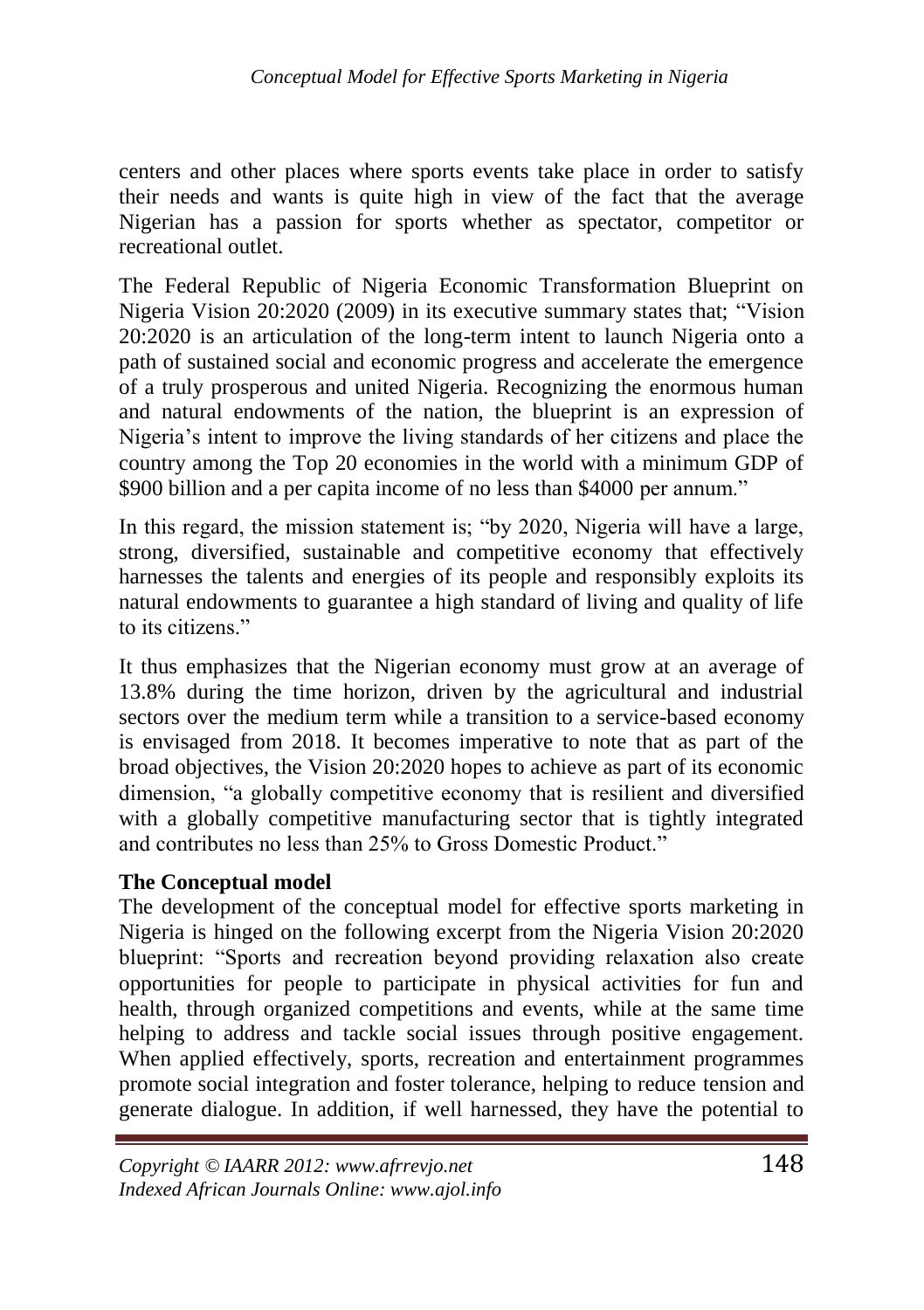centers and other places where sports events take place in order to satisfy their needs and wants is quite high in view of the fact that the average Nigerian has a passion for sports whether as spectator, competitor or recreational outlet.

The Federal Republic of Nigeria Economic Transformation Blueprint on Nigeria Vision 20:2020 (2009) in its executive summary states that; "Vision 20:2020 is an articulation of the long-term intent to launch Nigeria onto a path of sustained social and economic progress and accelerate the emergence of a truly prosperous and united Nigeria. Recognizing the enormous human and natural endowments of the nation, the blueprint is an expression of Nigeria's intent to improve the living standards of her citizens and place the country among the Top 20 economies in the world with a minimum GDP of $900 billion and a per capita income of no less than $4000 per annum."

In this regard, the mission statement is; "by 2020, Nigeria will have a large, strong, diversified, sustainable and competitive economy that effectively harnesses the talents and energies of its people and responsibly exploits its natural endowments to guarantee a high standard of living and quality of life to its citizens."

It thus emphasizes that the Nigerian economy must grow at an average of 13.8% during the time horizon, driven by the agricultural and industrial sectors over the medium term while a transition to a service-based economy is envisaged from 2018. It becomes imperative to note that as part of the broad objectives, the Vision 20:2020 hopes to achieve as part of its economic dimension, "a globally competitive economy that is resilient and diversified with a globally competitive manufacturing sector that is tightly integrated and contributes no less than 25% to Gross Domestic Product."

**The Conceptual model**

The development of the conceptual model for effective sports marketing in Nigeria is hinged on the following excerpt from the Nigeria Vision 20:2020 blueprint: "Sports and recreation beyond providing relaxation also create opportunities for people to participate in physical activities for fun and health, through organized competitions and events, while at the same time helping to address and tackle social issues through positive engagement. When applied effectively, sports, recreation and entertainment programmes promote social integration and foster tolerance, helping to reduce tension and generate dialogue. In addition, if well harnessed, they have the potential to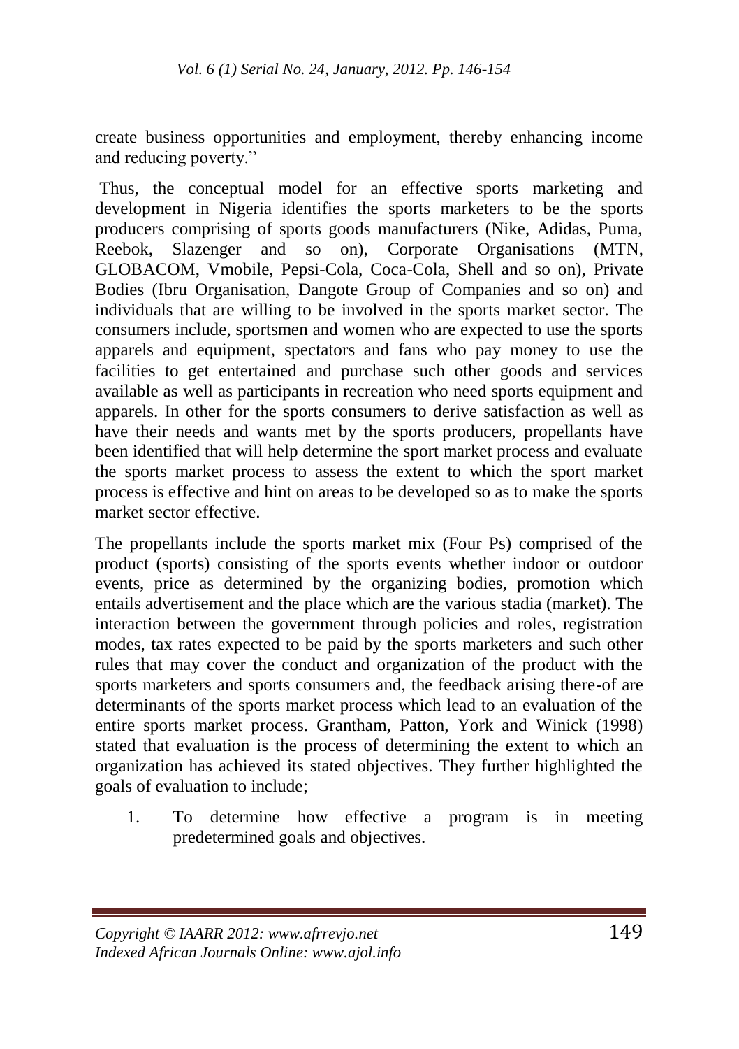create business opportunities and employment, thereby enhancing income and reducing poverty."

Thus, the conceptual model for an effective sports marketing and development in Nigeria identifies the sports marketers to be the sports producers comprising of sports goods manufacturers (Nike, Adidas, Puma, Reebok, Slazenger and so on), Corporate Organisations (MTN, GLOBACOM, Vmobile, Pepsi-Cola, Coca-Cola, Shell and so on), Private Bodies (Ibru Organisation, Dangote Group of Companies and so on) and individuals that are willing to be involved in the sports market sector. The consumers include, sportsmen and women who are expected to use the sports apparels and equipment, spectators and fans who pay money to use the facilities to get entertained and purchase such other goods and services available as well as participants in recreation who need sports equipment and apparels. In other for the sports consumers to derive satisfaction as well as have their needs and wants met by the sports producers, propellants have been identified that will help determine the sport market process and evaluate the sports market process to assess the extent to which the sport market process is effective and hint on areas to be developed so as to make the sports market sector effective.

The propellants include the sports market mix (Four Ps) comprised of the product (sports) consisting of the sports events whether indoor or outdoor events, price as determined by the organizing bodies, promotion which entails advertisement and the place which are the various stadia (market). The interaction between the government through policies and roles, registration modes, tax rates expected to be paid by the sports marketers and such other rules that may cover the conduct and organization of the product with the sports marketers and sports consumers and, the feedback arising there-of are determinants of the sports market process which lead to an evaluation of the entire sports market process. Grantham, Patton, York and Winick (1998) stated that evaluation is the process of determining the extent to which an organization has achieved its stated objectives. They further highlighted the goals of evaluation to include;

1. To determine how effective a program is in meeting predetermined goals and objectives.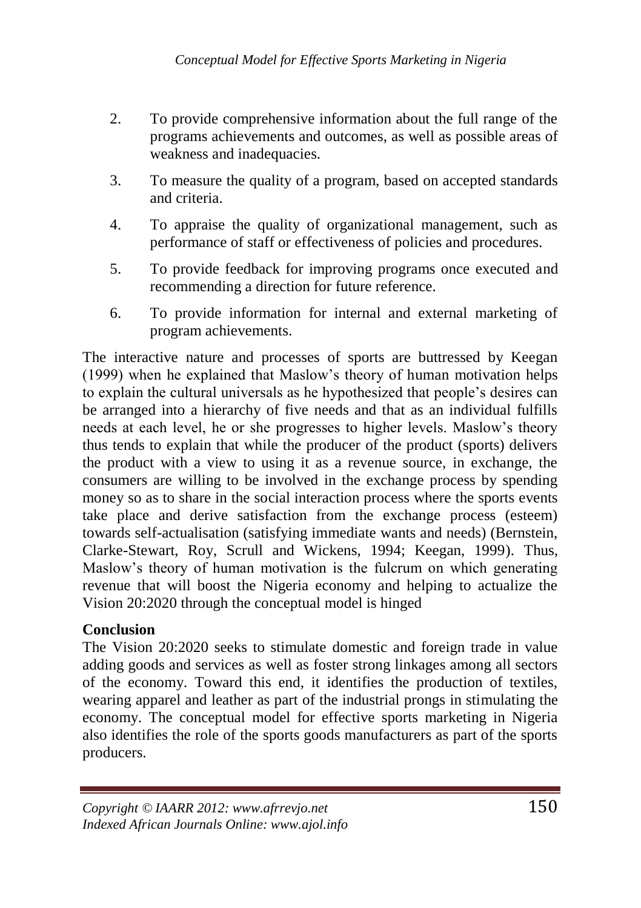2. To provide comprehensive information about the full range of the programs achievements and outcomes, as well as possible areas of weakness and inadequacies.
3. To measure the quality of a program, based on accepted standards and criteria.
4. To appraise the quality of organizational management, such as performance of staff or effectiveness of policies and procedures.
5. To provide feedback for improving programs once executed and recommending a direction for future reference.
6. To provide information for internal and external marketing of program achievements.

The interactive nature and processes of sports are buttressed by Keegan (1999) when he explained that Maslow's theory of human motivation helps to explain the cultural universals as he hypothesized that people's desires can be arranged into a hierarchy of five needs and that as an individual fulfills needs at each level, he or she progresses to higher levels. Maslow's theory thus tends to explain that while the producer of the product (sports) delivers the product with a view to using it as a revenue source, in exchange, the consumers are willing to be involved in the exchange process by spending money so as to share in the social interaction process where the sports events take place and derive satisfaction from the exchange process (esteem) towards self-actualisation (satisfying immediate wants and needs) (Bernstein, Clarke-Stewart, Roy, Scrull and Wickens, 1994; Keegan, 1999). Thus, Maslow's theory of human motivation is the fulcrum on which generating revenue that will boost the Nigeria economy and helping to actualize the Vision 20:2020 through the conceptual model is hinged

**Conclusion**

The Vision 20:2020 seeks to stimulate domestic and foreign trade in value adding goods and services as well as foster strong linkages among all sectors of the economy. Toward this end, it identifies the production of textiles, wearing apparel and leather as part of the industrial prongs in stimulating the economy. The conceptual model for effective sports marketing in Nigeria also identifies the role of the sports goods manufacturers as part of the sports producers.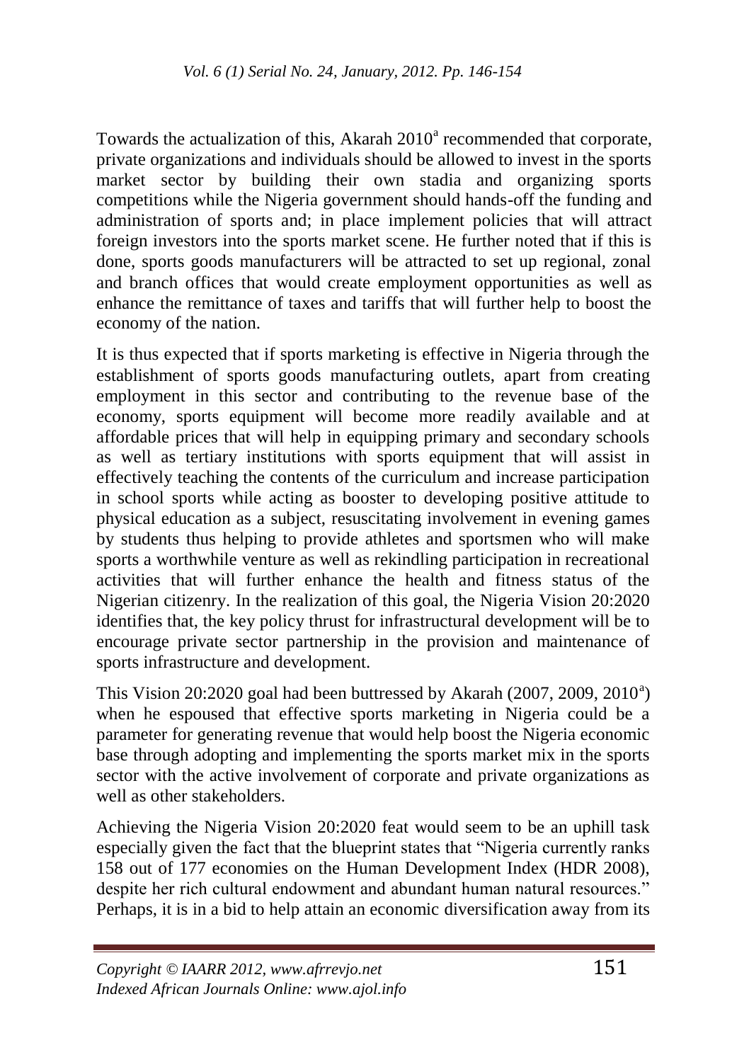Towards the actualization of this, Akarah 2010[a] recommended that corporate, private organizations and individuals should be allowed to invest in the sports market sector by building their own stadia and organizing sports competitions while the Nigeria government should hands-off the funding and administration of sports and; in place implement policies that will attract foreign investors into the sports market scene. He further noted that if this is done, sports goods manufacturers will be attracted to set up regional, zonal and branch offices that would create employment opportunities as well as enhance the remittance of taxes and tariffs that will further help to boost the economy of the nation.

It is thus expected that if sports marketing is effective in Nigeria through the establishment of sports goods manufacturing outlets, apart from creating employment in this sector and contributing to the revenue base of the economy, sports equipment will become more readily available and at affordable prices that will help in equipping primary and secondary schools as well as tertiary institutions with sports equipment that will assist in effectively teaching the contents of the curriculum and increase participation in school sports while acting as booster to developing positive attitude to physical education as a subject, resuscitating involvement in evening games by students thus helping to provide athletes and sportsmen who will make sports a worthwhile venture as well as rekindling participation in recreational activities that will further enhance the health and fitness status of the Nigerian citizenry. In the realization of this goal, the Nigeria Vision 20:2020 identifies that, the key policy thrust for infrastructural development will be to encourage private sector partnership in the provision and maintenance of sports infrastructure and development.

This Vision 20:2020 goal had been buttressed by Akarah (2007, 2009, 2010[a]) when he espoused that effective sports marketing in Nigeria could be a parameter for generating revenue that would help boost the Nigeria economic base through adopting and implementing the sports market mix in the sports sector with the active involvement of corporate and private organizations as well as other stakeholders.

Achieving the Nigeria Vision 20:2020 feat would seem to be an uphill task especially given the fact that the blueprint states that "Nigeria currently ranks 158 out of 177 economies on the Human Development Index (HDR 2008), despite her rich cultural endowment and abundant human natural resources." Perhaps, it is in a bid to help attain an economic diversification away from its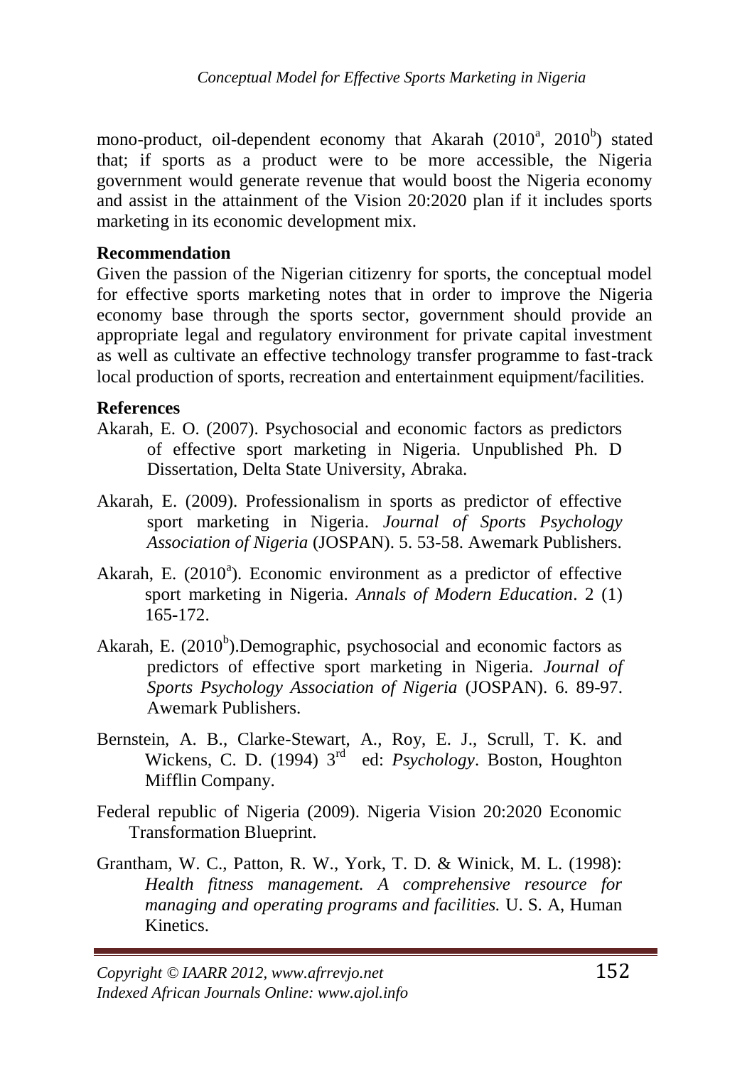mono-product, oil-dependent economy that Akarah (2010[a], 2010[b]) stated that; if sports as a product were to be more accessible, the Nigeria government would generate revenue that would boost the Nigeria economy and assist in the attainment of the Vision 20:2020 plan if it includes sports marketing in its economic development mix.

## Recommendation

Given the passion of the Nigerian citizenry for sports, the conceptual model for effective sports marketing notes that in order to improve the Nigeria economy base through the sports sector, government should provide an appropriate legal and regulatory environment for private capital investment as well as cultivate an effective technology transfer programme to fast-track local production of sports, recreation and entertainment equipment/facilities.

## References

Akarah, E. O. (2007). Psychosocial and economic factors as predictors of effective sport marketing in Nigeria. Unpublished Ph. D Dissertation, Delta State University, Abraka.

Akarah, E. (2009). Professionalism in sports as predictor of effective sport marketing in Nigeria. *Journal of Sports Psychology Association of Nigeria* (JOSPAN). 5. 53-58. Awemark Publishers.

Akarah, E. (2010[a]). Economic environment as a predictor of effective sport marketing in Nigeria. *Annals of Modern Education*. 2 (1) 165-172.

Akarah, E. (2010[b]).Demographic, psychosocial and economic factors as predictors of effective sport marketing in Nigeria. *Journal of Sports Psychology Association of Nigeria* (JOSPAN). 6. 89-97. Awemark Publishers.

Bernstein, A. B., Clarke-Stewart, A., Roy, E. J., Scrull, T. K. and Wickens, C. D. (1994) 3rd ed: *Psychology*. Boston, Houghton Mifflin Company.

Federal republic of Nigeria (2009). Nigeria Vision 20:2020 Economic Transformation Blueprint.

Grantham, W. C., Patton, R. W., York, T. D. & Winick, M. L. (1998): *Health fitness management. A comprehensive resource for managing and operating programs and facilities.* U. S. A, Human Kinetics.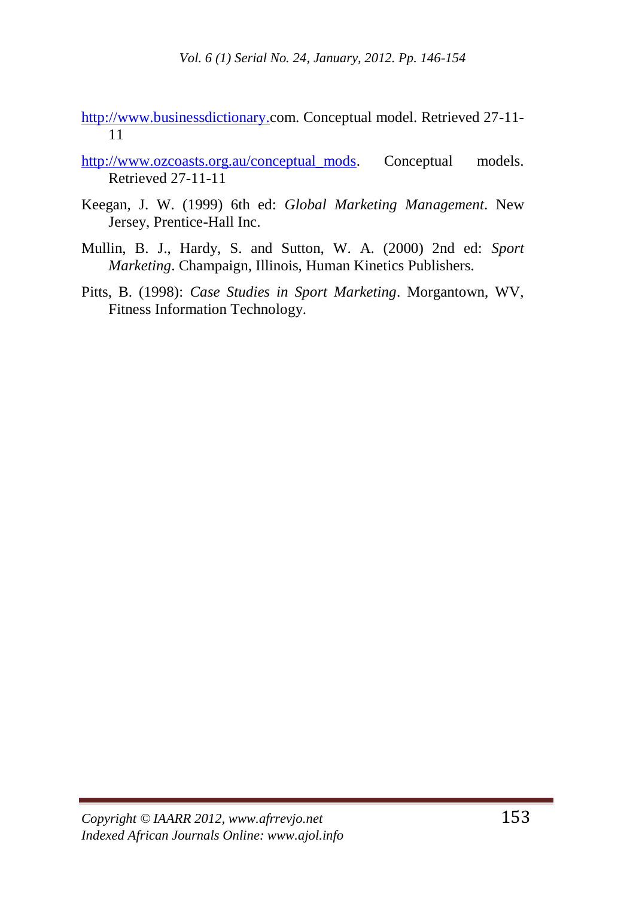http://www.businessdictionary.com. Conceptual model. Retrieved 27-11-11

http://www.ozcoasts.org.au/conceptual_mods. Conceptual models. Retrieved 27-11-11

Keegan, J. W. (1999) 6th ed: *Global Marketing Management*. New Jersey, Prentice-Hall Inc.

Mullin, B. J., Hardy, S. and Sutton, W. A. (2000) 2nd ed: *Sport Marketing*. Champaign, Illinois, Human Kinetics Publishers.

Pitts, B. (1998): *Case Studies in Sport Marketing*. Morgantown, WV, Fitness Information Technology.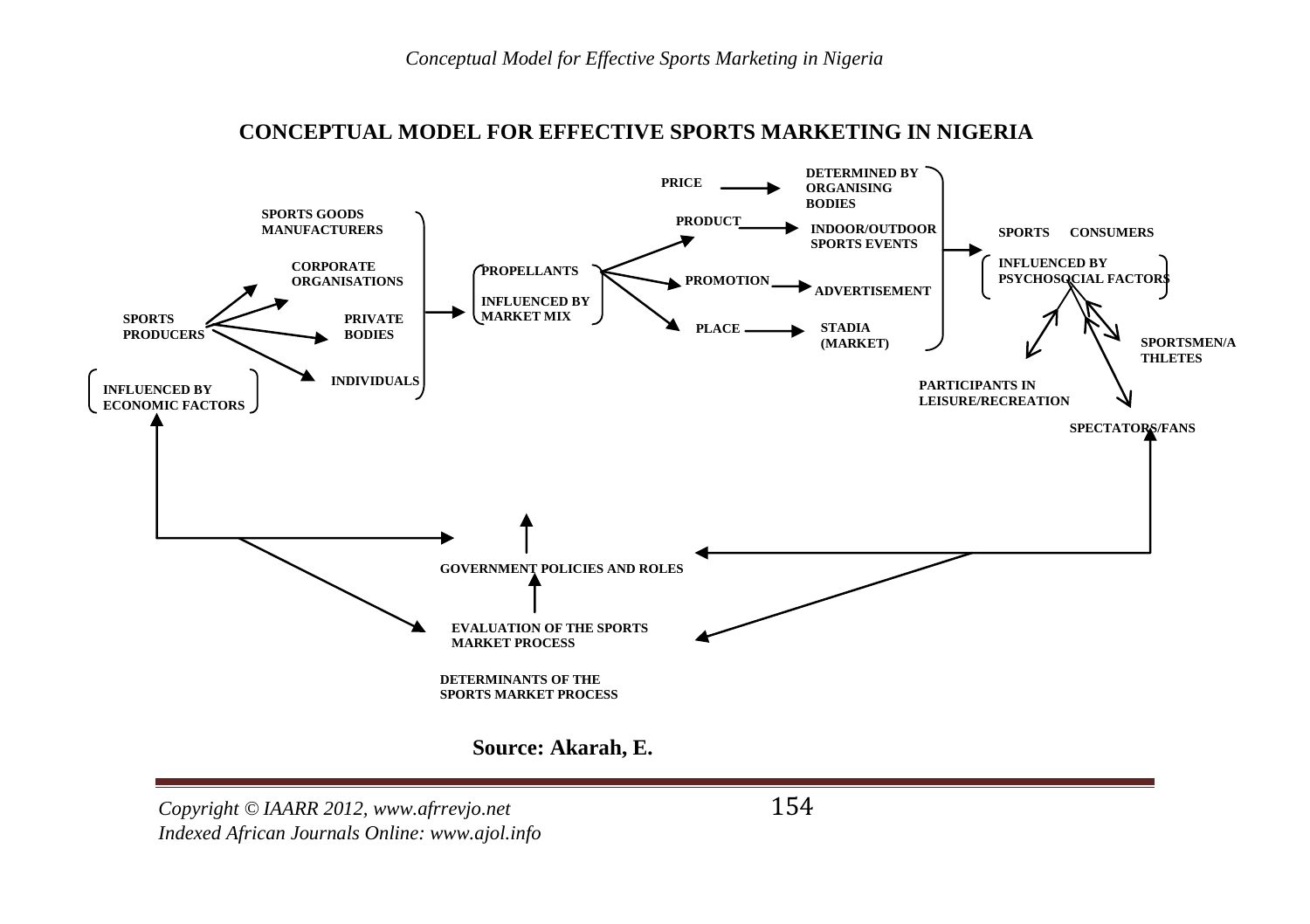## CONCEPTUAL MODEL FOR EFFECTIVE SPORTS MARKETING IN NIGERIA

PRICE

DETERMINED BY ORGANISING BODIES

SPORTS GOODS MANUFACTURERS

PRODUCT

INDOOR/OUTDOOR SPORTS EVENTS

SPORTS CONSUMERS

CORPORATE ORGANISATIONS

PROPELLANTS

PROMOTION

ADVERTISEMENT

INFLUENCED BY PSYCHOSOCIAL FACTORS

INFLUENCED BY MARKET MIX

SPORTS PRODUCERS

PRIVATE BODIES

PLACE

STADIA (MARKET)

SPORTSMEN/ATHLETES

INDIVIDUALS

INFLUENCED BY ECONOMIC FACTORS

PARTICIPANTS IN LEISURE/RECREATION

SPECTATORS/FANS

GOVERNMENT POLICIES AND ROLES

EVALUATION OF THE SPORTS MARKET PROCESS

DETERMINANTS OF THE SPORTS MARKET PROCESS

**Source: Akarah, E.**